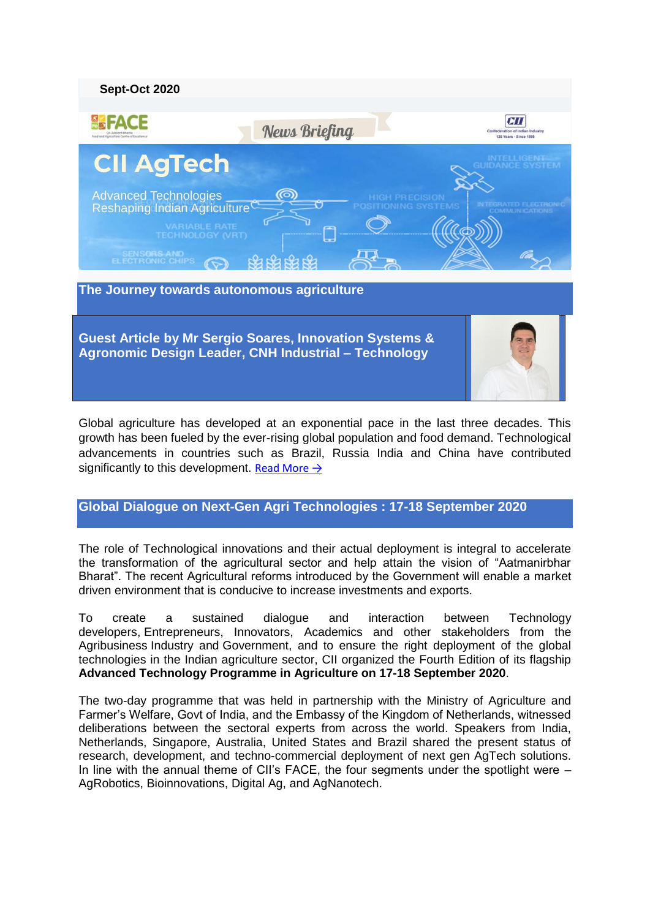Sept-Oct 2020

FACE

News Briefing

CII

# CII AgTech

Advanced Technologies Reshaping Indian Agriculture

## The Journey towards autonomous agriculture

**Guest Article by Mr Sergio Soares, Innovation Systems & Agronomic Design Leader, CNH Industrial – Technology**

Global agriculture has developed at an exponential pace in the last three decades. This growth has been fueled by the ever-rising global population and food demand. Technological advancements in countries such as Brazil, Russia India and China have contributed significantly to this development. Read More →

## Global Dialogue on Next-Gen Agri Technologies : 17-18 September 2020

The role of Technological innovations and their actual deployment is integral to accelerate the transformation of the agricultural sector and help attain the vision of "Aatmanirbhar Bharat". The recent Agricultural reforms introduced by the Government will enable a market driven environment that is conducive to increase investments and exports.

To create a sustained dialogue and interaction between Technology developers, Entrepreneurs, Innovators, Academics and other stakeholders from the Agribusiness Industry and Government, and to ensure the right deployment of the global technologies in the Indian agriculture sector, CII organized the Fourth Edition of its flagship **Advanced Technology Programme in Agriculture on 17-18 September 2020**.

The two-day programme that was held in partnership with the Ministry of Agriculture and Farmer's Welfare, Govt of India, and the Embassy of the Kingdom of Netherlands, witnessed deliberations between the sectoral experts from across the world. Speakers from India, Netherlands, Singapore, Australia, United States and Brazil shared the present status of research, development, and techno-commercial deployment of next gen AgTech solutions. In line with the annual theme of CII's FACE, the four segments under the spotlight were – AgRobotics, Bioinnovations, Digital Ag, and AgNanotech.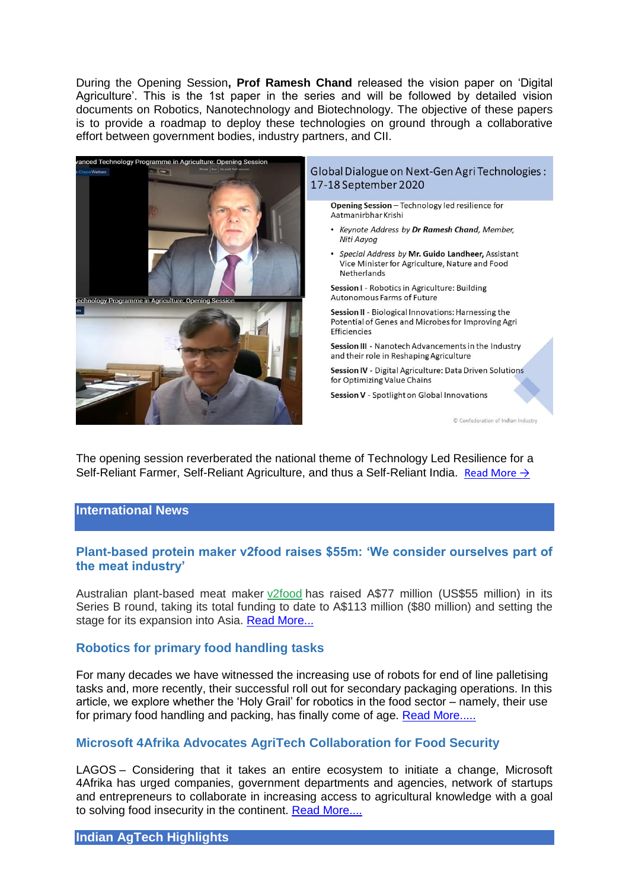During the Opening Session, **Prof Ramesh Chand** released the vision paper on 'Digital Agriculture'. This is the 1st paper in the series and will be followed by detailed vision documents on Robotics, Nanotechnology and Biotechnology. The objective of these papers is to provide a roadmap to deploy these technologies on ground through a collaborative effort between government bodies, industry partners, and CII.

Global Dialogue on Next-Gen Agri Technologies : 17-18 September 2020

**Opening Session** – Technology led resilience for Aatmanirbhar Krishi

- *Keynote Address by* ***Dr Ramesh Chand***, *Member, Niti Aayog*
- *Special Address by* **Mr. Guido Landheer,** Assistant Vice Minister for Agriculture, Nature and Food Netherlands

**Session I** - Robotics in Agriculture: Building Autonomous Farms of Future

**Session II** - Biological Innovations: Harnessing the Potential of Genes and Microbes for Improving Agri Efficiencies

**Session III** - Nanotech Advancements in the Industry and their role in Reshaping Agriculture

**Session IV** - Digital Agriculture: Data Driven Solutions for Optimizing Value Chains

**Session V** - Spotlight on Global Innovations

© Confederation of Indian Industry

The opening session reverberated the national theme of Technology Led Resilience for a Self-Reliant Farmer, Self-Reliant Agriculture, and thus a Self-Reliant India. Read More →

## International News

### Plant-based protein maker v2food raises $55m: 'We consider ourselves part of the meat industry'

Australian plant-based meat maker v2food has raised A$77 million (US$55 million) in its Series B round, taking its total funding to date to A$113 million ($80 million) and setting the stage for its expansion into Asia. Read More...

### Robotics for primary food handling tasks

For many decades we have witnessed the increasing use of robots for end of line palletising tasks and, more recently, their successful roll out for secondary packaging operations. In this article, we explore whether the 'Holy Grail' for robotics in the food sector – namely, their use for primary food handling and packing, has finally come of age. Read More.....

### Microsoft 4Afrika Advocates AgriTech Collaboration for Food Security

LAGOS – Considering that it takes an entire ecosystem to initiate a change, Microsoft 4Afrika has urged companies, government departments and agencies, network of startups and entrepreneurs to collaborate in increasing access to agricultural knowledge with a goal to solving food insecurity in the continent. Read More....

## Indian AgTech Highlights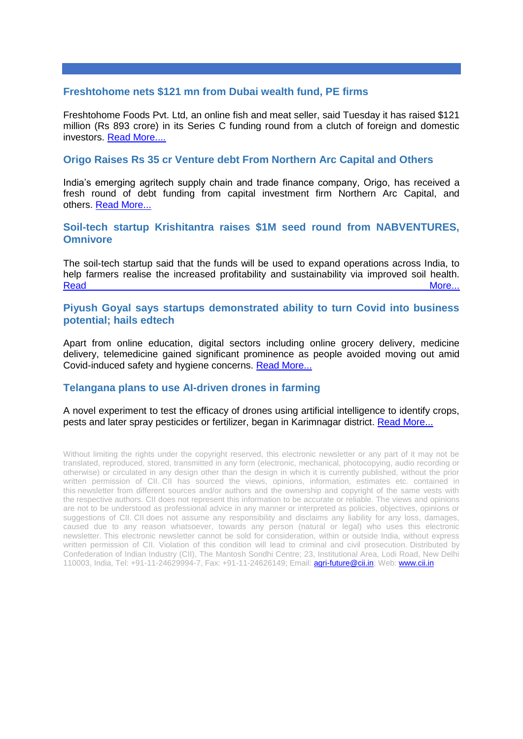### Freshtohome nets $121 mn from Dubai wealth fund, PE firms

Freshtohome Foods Pvt. Ltd, an online fish and meat seller, said Tuesday it has raised $121 million (Rs 893 crore) in its Series C funding round from a clutch of foreign and domestic investors. Read More....

### Origo Raises Rs 35 cr Venture debt From Northern Arc Capital and Others

India's emerging agritech supply chain and trade finance company, Origo, has received a fresh round of debt funding from capital investment firm Northern Arc Capital, and others. Read More...

### Soil-tech startup Krishitantra raises $1M seed round from NABVENTURES, Omnivore

The soil-tech startup said that the funds will be used to expand operations across India, to help farmers realise the increased profitability and sustainability via improved soil health. Read More...

### Piyush Goyal says startups demonstrated ability to turn Covid into business potential; hails edtech

Apart from online education, digital sectors including online grocery delivery, medicine delivery, telemedicine gained significant prominence as people avoided moving out amid Covid-induced safety and hygiene concerns. Read More...

### Telangana plans to use AI-driven drones in farming

A novel experiment to test the efficacy of drones using artificial intelligence to identify crops, pests and later spray pesticides or fertilizer, began in Karimnagar district. Read More...

Without limiting the rights under the copyright reserved, this electronic newsletter or any part of it may not be translated, reproduced, stored, transmitted in any form (electronic, mechanical, photocopying, audio recording or otherwise) or circulated in any design other than the design in which it is currently published, without the prior written permission of CII. CII has sourced the views, opinions, information, estimates etc. contained in this newsletter from different sources and/or authors and the ownership and copyright of the same vests with the respective authors. CII does not represent this information to be accurate or reliable. The views and opinions are not to be understood as professional advice in any manner or interpreted as policies, objectives, opinions or suggestions of CII. CII does not assume any responsibility and disclaims any liability for any loss, damages, caused due to any reason whatsoever, towards any person (natural or legal) who uses this electronic newsletter. This electronic newsletter cannot be sold for consideration, within or outside India, without express written permission of CII. Violation of this condition will lead to criminal and civil prosecution. Distributed by Confederation of Indian Industry (CII), The Mantosh Sondhi Centre; 23, Institutional Area, Lodi Road, New Delhi 110003, India, Tel: +91-11-24629994-7, Fax: +91-11-24626149; Email: agri-future@cii.in; Web: www.cii.in